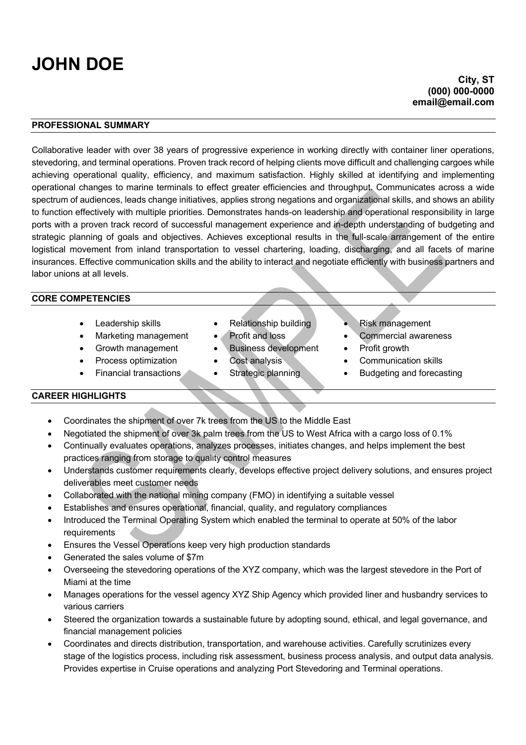# JOHN DOE

**City, ST**
**(000) 000-0000**
**email@email.com**

## PROFESSIONAL SUMMARY

Collaborative leader with over 38 years of progressive experience in working directly with container liner operations, stevedoring, and terminal operations. Proven track record of helping clients move difficult and challenging cargoes while achieving operational quality, efficiency, and maximum satisfaction. Highly skilled at identifying and implementing operational changes to marine terminals to effect greater efficiencies and throughput. Communicates across a wide spectrum of audiences, leads change initiatives, applies strong negations and organizational skills, and shows an ability to function effectively with multiple priorities. Demonstrates hands-on leadership and operational responsibility in large ports with a proven track record of successful management experience and in-depth understanding of budgeting and strategic planning of goals and objectives. Achieves exceptional results in the full-scale arrangement of the entire logistical movement from inland transportation to vessel chartering, loading, discharging, and all facets of marine insurances. Effective communication skills and the ability to interact and negotiate efficiently with business partners and labor unions at all levels.

## CORE COMPETENCIES

- Leadership skills
- Marketing management
- Growth management
- Process optimization
- Financial transactions
- Relationship building
- Profit and loss
- Business development
- Cost analysis
- Strategic planning
- Risk management
- Commercial awareness
- Profit growth
- Communication skills
- Budgeting and forecasting

## CAREER HIGHLIGHTS

- Coordinates the shipment of over 7k trees from the US to the Middle East
- Negotiated the shipment of over 3k palm trees from the US to West Africa with a cargo loss of 0.1%
- Continually evaluates operations, analyzes processes, initiates changes, and helps implement the best practices ranging from storage to quality control measures
- Understands customer requirements clearly, develops effective project delivery solutions, and ensures project deliverables meet customer needs
- Collaborated with the national mining company (FMO) in identifying a suitable vessel
- Establishes and ensures operational, financial, quality, and regulatory compliances
- Introduced the Terminal Operating System which enabled the terminal to operate at 50% of the labor requirements
- Ensures the Vessel Operations keep very high production standards
- Generated the sales volume of $7m
- Overseeing the stevedoring operations of the XYZ company, which was the largest stevedore in the Port of Miami at the time
- Manages operations for the vessel agency XYZ Ship Agency which provided liner and husbandry services to various carriers
- Steered the organization towards a sustainable future by adopting sound, ethical, and legal governance, and financial management policies
- Coordinates and directs distribution, transportation, and warehouse activities. Carefully scrutinizes every stage of the logistics process, including risk assessment, business process analysis, and output data analysis. Provides expertise in Cruise operations and analyzing Port Stevedoring and Terminal operations.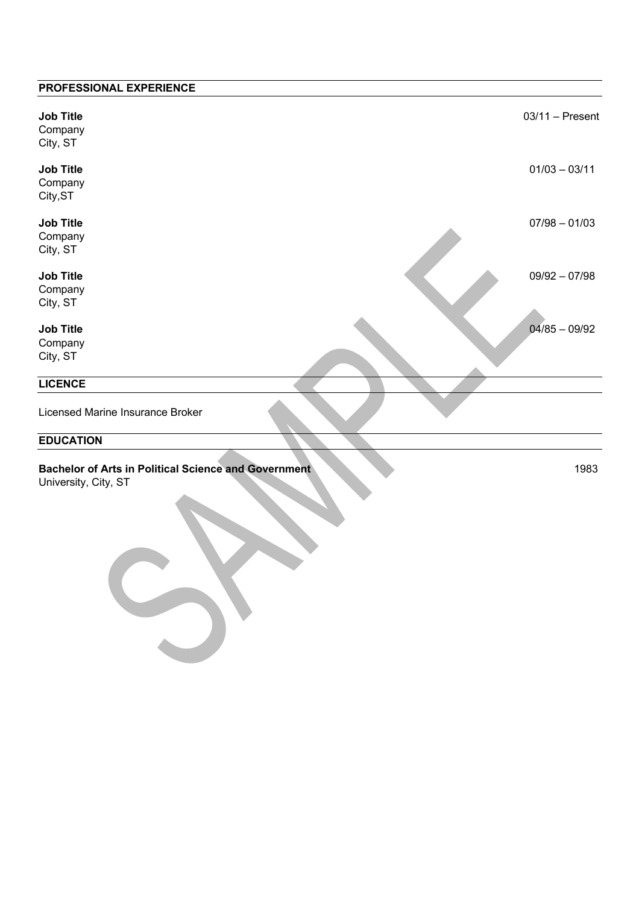## PROFESSIONAL EXPERIENCE

**Job Title** 03/11 – Present
Company
City, ST

**Job Title** 01/03 – 03/11
Company
City,ST

**Job Title** 07/98 – 01/03
Company
City, ST

**Job Title** 09/92 – 07/98
Company
City, ST

**Job Title** 04/85 – 09/92
Company
City, ST

## LICENCE

Licensed Marine Insurance Broker

## EDUCATION

**Bachelor of Arts in Political Science and Government** 1983
University, City, ST